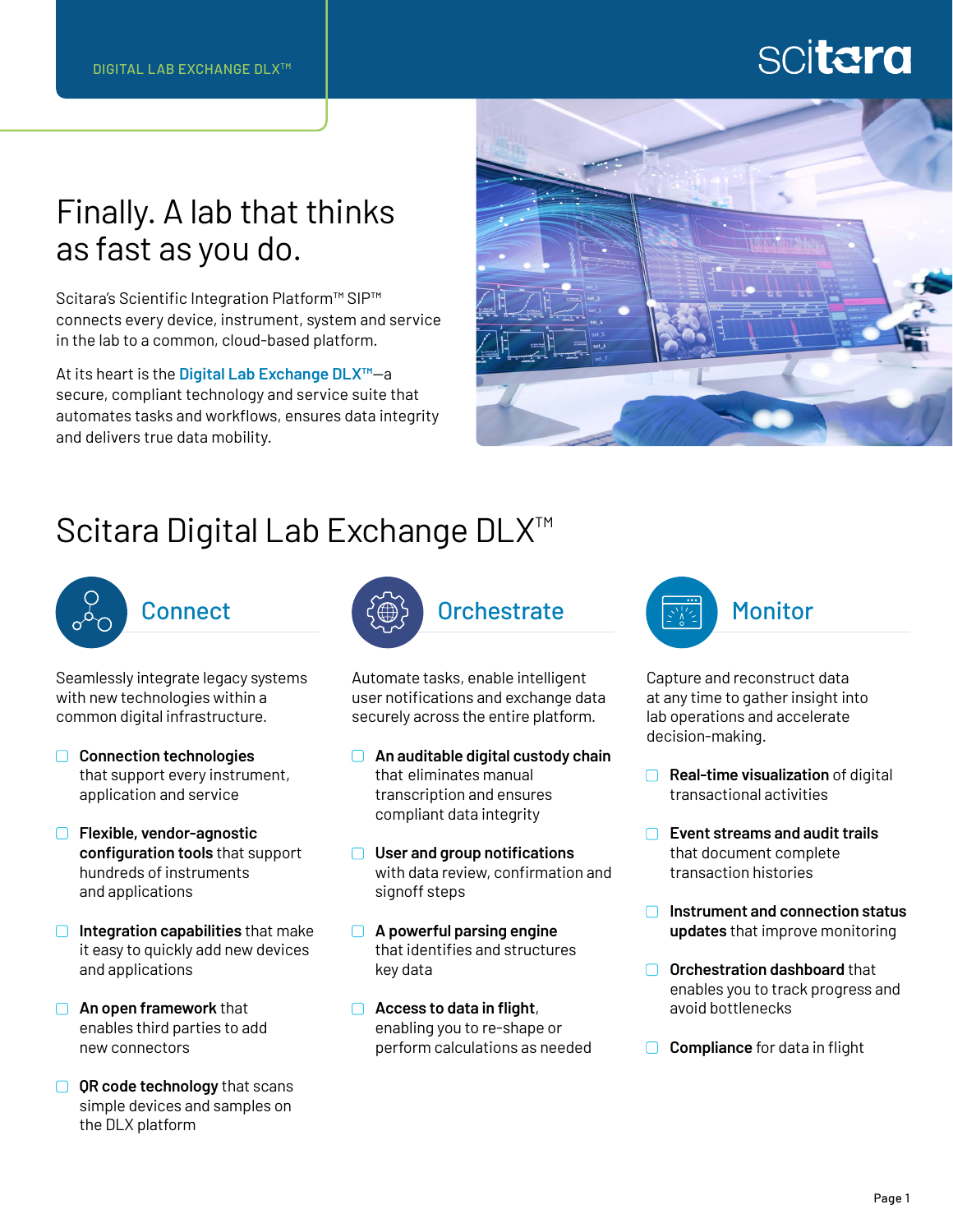DIGITAL LAB EXCHANGE DLX™

scitara

# Finally. A lab that thinks as fast as you do.

Scitara's Scientific Integration Platform™ SIP™ connects every device, instrument, system and service in the lab to a common, cloud-based platform.

At its heart is the **Digital Lab Exchange DLX™**—a secure, compliant technology and service suite that automates tasks and workflows, ensures data integrity and delivers true data mobility.

## Scitara Digital Lab Exchange DLX™

### Connect

Seamlessly integrate legacy systems with new technologies within a common digital infrastructure.

- **Connection technologies** that support every instrument, application and service
- **Flexible, vendor-agnostic configuration tools** that support hundreds of instruments and applications
- **Integration capabilities** that make it easy to quickly add new devices and applications
- **An open framework** that enables third parties to add new connectors
- **QR code technology** that scans simple devices and samples on the DLX platform

### Orchestrate

Automate tasks, enable intelligent user notifications and exchange data securely across the entire platform.

- **An auditable digital custody chain** that eliminates manual transcription and ensures compliant data integrity
- **User and group notifications** with data review, confirmation and signoff steps
- **A powerful parsing engine** that identifies and structures key data
- **Access to data in flight**, enabling you to re-shape or perform calculations as needed

### Monitor

Capture and reconstruct data at any time to gather insight into lab operations and accelerate decision-making.

- **Real-time visualization** of digital transactional activities
- **Event streams and audit trails** that document complete transaction histories
- **Instrument and connection status updates** that improve monitoring
- **Orchestration dashboard** that enables you to track progress and avoid bottlenecks
- **Compliance** for data in flight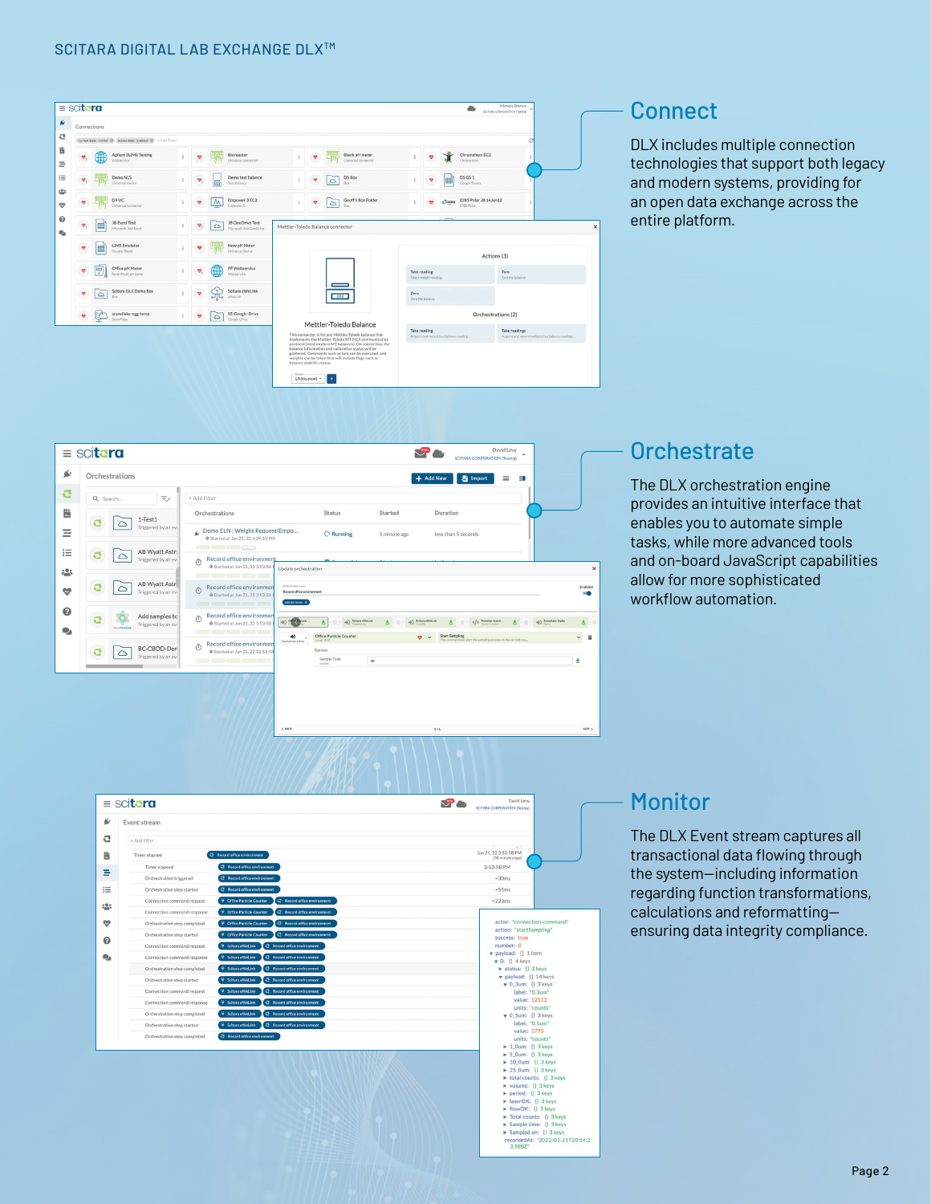SCITARA DIGITAL LAB EXCHANGE DLX™

## Connect

DLX includes multiple connection technologies that support both legacy and modern systems, providing for an open data exchange across the entire platform.

## Orchestrate

The DLX orchestration engine provides an intuitive interface that enables you to automate simple tasks, while more advanced tools and on-board JavaScript capabilities allow for more sophisticated workflow automation.

## Monitor

The DLX Event stream captures all transactional data flowing through the system—including information regarding function transformations, calculations and reformatting—ensuring data integrity compliance.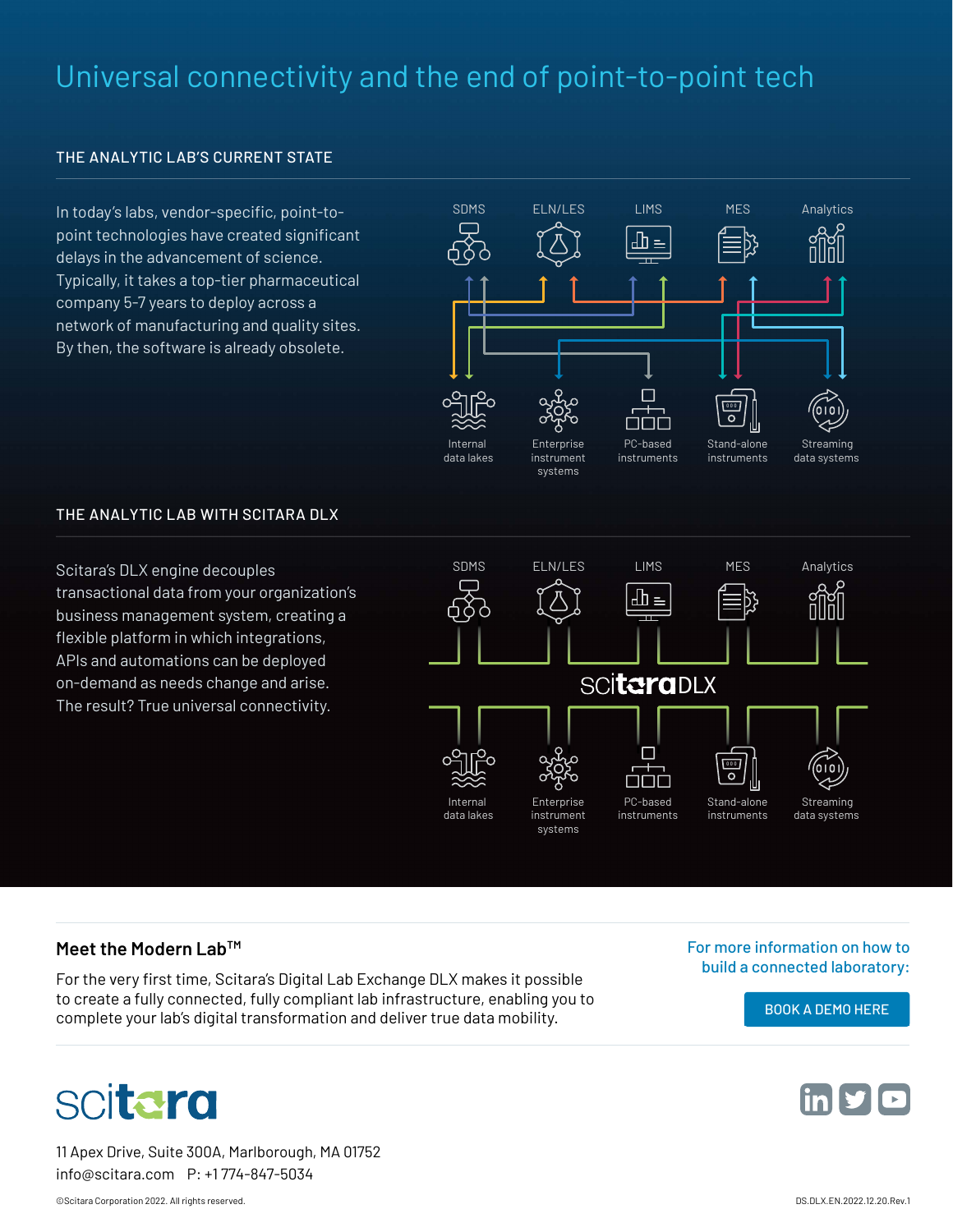# Universal connectivity and the end of point-to-point tech

## THE ANALYTIC LAB'S CURRENT STATE

In today's labs, vendor-specific, point-to-point technologies have created significant delays in the advancement of science. Typically, it takes a top-tier pharmaceutical company 5-7 years to deploy across a network of manufacturing and quality sites. By then, the software is already obsolete.

SDMS
ELN/LES
LIMS
MES
Analytics

Internal data lakes
Enterprise instrument systems
PC-based instruments
Stand-alone instruments
Streaming data systems

## THE ANALYTIC LAB WITH SCITARA DLX

Scitara's DLX engine decouples transactional data from your organization's business management system, creating a flexible platform in which integrations, APIs and automations can be deployed on-demand as needs change and arise. The result? True universal connectivity.

SDMS
ELN/LES
LIMS
MES
Analytics

scitara DLX

Internal data lakes
Enterprise instrument systems
PC-based instruments
Stand-alone instruments
Streaming data systems

### Meet the Modern Lab™

For the very first time, Scitara's Digital Lab Exchange DLX makes it possible to create a fully connected, fully compliant lab infrastructure, enabling you to complete your lab's digital transformation and deliver true data mobility.

For more information on how to build a connected laboratory:

BOOK A DEMO HERE

scitara

11 Apex Drive, Suite 300A, Marlborough, MA 01752
info@scitara.com P: +1 774-847-5034

©Scitara Corporation 2022. All rights reserved.

DS.DLX.EN.2022.12.20.Rev.1